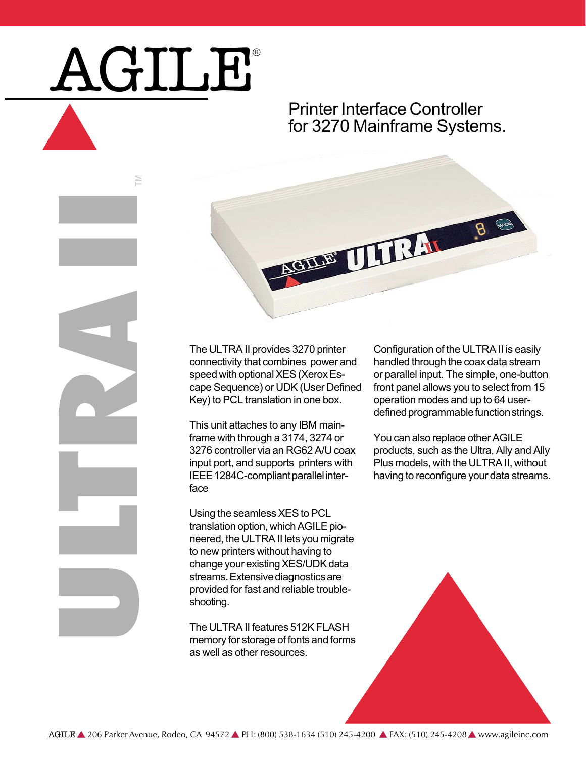# AGILE®

## Printer Interface Controller for 3270 Mainframe Systems.

ULTRA II™

The ULTRA II provides 3270 printer connectivity that combines power and speed with optional XES (Xerox Escape Sequence) or UDK (User Defined Key) to PCL translation in one box.

This unit attaches to any IBM mainframe with through a 3174, 3274 or 3276 controller via an RG62 A/U coax input port, and supports printers with IEEE 1284C-compliant parallel interface

Using the seamless XES to PCL translation option, which AGILE pioneered, the ULTRA II lets you migrate to new printers without having to change your existing XES/UDK data streams. Extensive diagnostics are provided for fast and reliable troubleshooting.

The ULTRA II features 512K FLASH memory for storage of fonts and forms as well as other resources.

Configuration of the ULTRA II is easily handled through the coax data stream or parallel input. The simple, one-button front panel allows you to select from 15 operation modes and up to 64 user-defined programmable function strings.

You can also replace other AGILE products, such as the Ultra, Ally and Ally Plus models, with the ULTRA II, without having to reconfigure your data streams.

AGILE ▲ 206 Parker Avenue, Rodeo, CA 94572 ▲ PH: (800) 538-1634 (510) 245-4200 ▲ FAX: (510) 245-4208 ▲ www.agileinc.com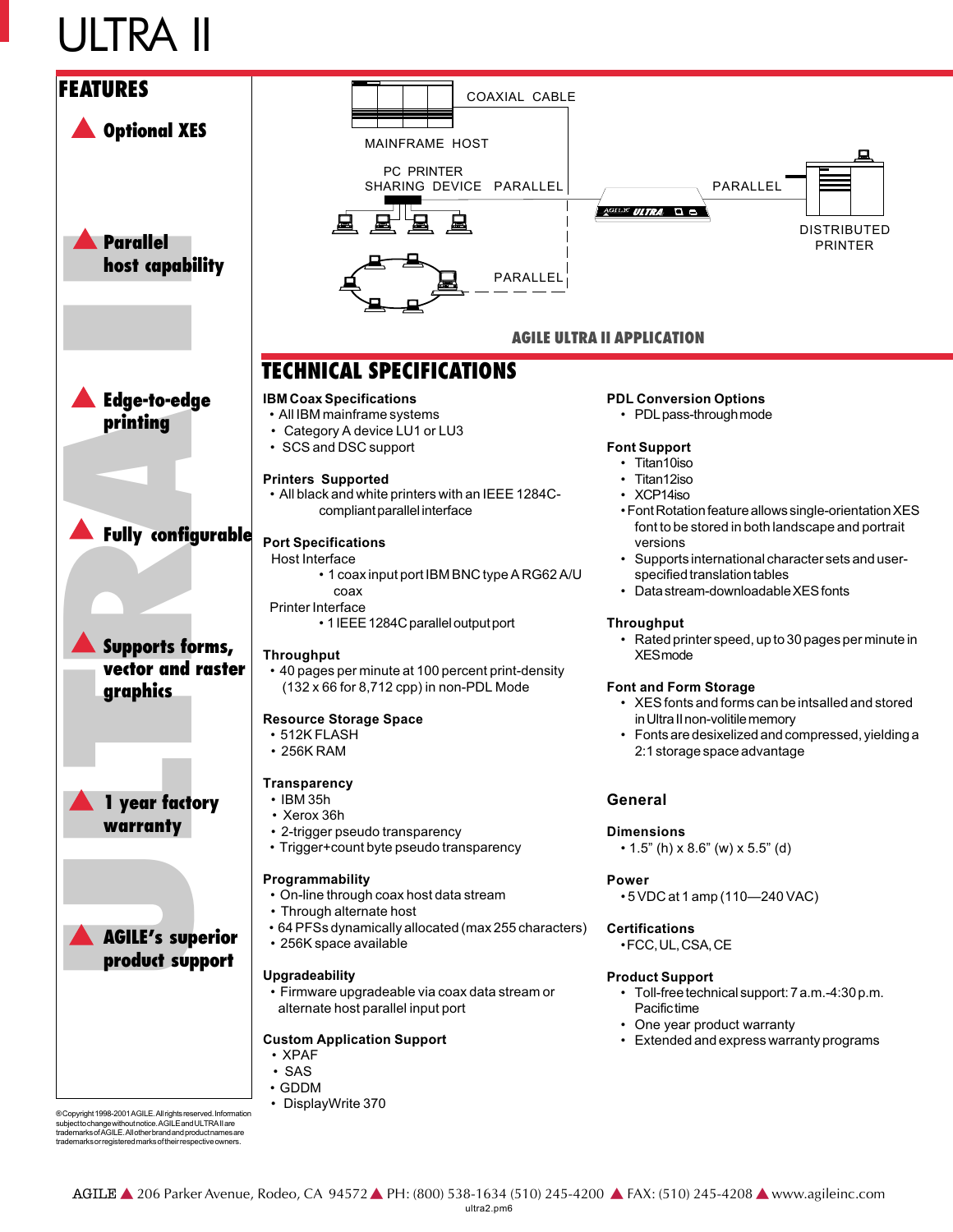# ULTRA II

## FEATURES

- Optional XES
- Parallel host capability
- Edge-to-edge printing
- Fully configurable
- Supports forms, vector and raster graphics
- 1 year factory warranty
- AGILE's superior product support

COAXIAL CABLE

MAINFRAME HOST

PC PRINTER SHARING DEVICE

PARALLEL

PARALLEL

PARALLEL

DISTRIBUTED PRINTER

AGILE ULTRA II APPLICATION

## TECHNICAL SPECIFICATIONS

**IBM Coax Specifications**
- All IBM mainframe systems
- Category A device LU1 or LU3
- SCS and DSC support

**Printers Supported**
- All black and white printers with an IEEE 1284C-compliant parallel interface

**Port Specifications**

Host Interface
- 1 coax input port IBM BNC type A RG62 A/U coax

Printer Interface
- 1 IEEE 1284C parallel output port

**Throughput**
- 40 pages per minute at 100 percent print-density (132 x 66 for 8,712 cpp) in non-PDL Mode

**Resource Storage Space**
- 512K FLASH
- 256K RAM

**Transparency**
- IBM 35h
- Xerox 36h
- 2-trigger pseudo transparency
- Trigger+count byte pseudo transparency

**Programmability**
- On-line through coax host data stream
- Through alternate host
- 64 PFSs dynamically allocated (max 255 characters)
- 256K space available

**Upgradeability**
- Firmware upgradeable via coax data stream or alternate host parallel input port

**Custom Application Support**
- XPAF
- SAS
- GDDM
- DisplayWrite 370

**PDL Conversion Options**
- PDL pass-through mode

**Font Support**
- Titan10iso
- Titan12iso
- XCP14iso
- Font Rotation feature allows single-orientation XES font to be stored in both landscape and portrait versions
- Supports international character sets and user-specified translation tables
- Data stream-downloadable XES fonts

**Throughput**
- Rated printer speed, up to 30 pages per minute in XES mode

**Font and Form Storage**
- XES fonts and forms can be intsalled and stored in Ultra II non-volitile memory
- Fonts are desixelized and compressed, yielding a 2:1 storage space advantage

### General

**Dimensions**
- 1.5" (h) x 8.6" (w) x 5.5" (d)

**Power**
- 5 VDC at 1 amp (110—240 VAC)

**Certifications**
- FCC, UL, CSA, CE

**Product Support**
- Toll-free technical support: 7 a.m.-4:30 p.m. Pacific time
- One year product warranty
- Extended and express warranty programs

®Copyright 1998-2001 AGILE. All rights reserved. Information subject to change without notice. AGILE and ULTRA II are trademarks of AGILE. All other brand and product names are trademarks or registered marks of their respective owners.

AGILE ▲ 206 Parker Avenue, Rodeo, CA 94572 ▲ PH: (800) 538-1634 (510) 245-4200 ▲ FAX: (510) 245-4208 ▲ www.agileinc.com

ultra2.pm6